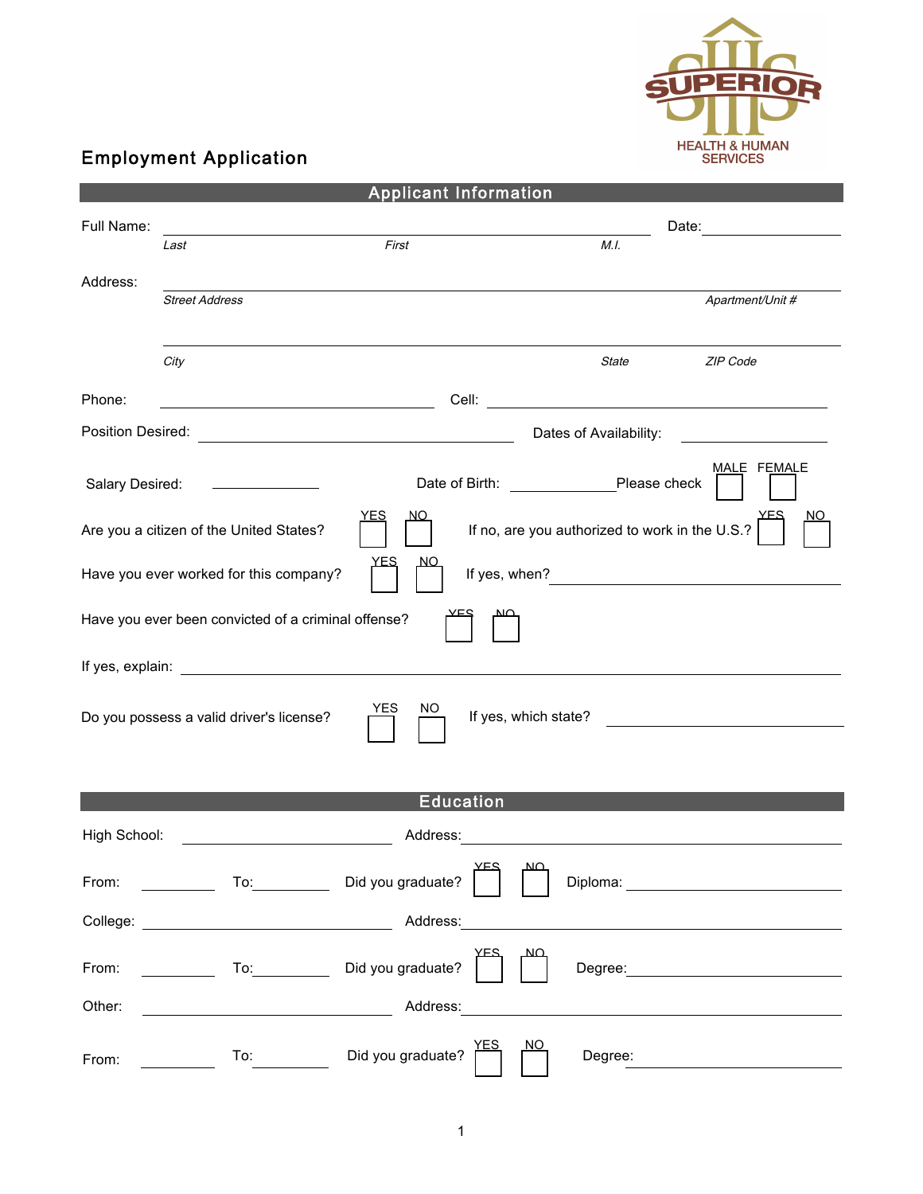SUPERIOR
HEALTH & HUMAN SERVICES

# Employment Application

## Applicant Information

Full Name: ______________________________________________ Date: ______________
*Last* *First* *M.I.*

Address: ______________________________________________________________
*Street Address* *Apartment/Unit #*

______________________________________________________________
*City* *State* *ZIP Code*

Phone: ______________________ Cell: ______________________

Position Desired: ______________________ Dates of Availability: ______________

Salary Desired: ______________ Date of Birth: ______________ Please check MALE ☐ FEMALE ☐

Are you a citizen of the United States? YES ☐ NO ☐ If no, are you authorized to work in the U.S.? YES ☐ NO ☐

Have you ever worked for this company? YES ☐ NO ☐ If yes, when? ______________________

Have you ever been convicted of a criminal offense? YES ☐ NO ☐

If yes, explain: ______________________________________________________________

Do you possess a valid driver's license? YES ☐ NO ☐ If yes, which state? ______________

## Education

High School: ______________________ Address: ______________________________

From: __________ To: __________ Did you graduate? YES ☐ NO ☐ Diploma: ______________

College: ______________________ Address: ______________________________

From: __________ To: __________ Did you graduate? YES ☐ NO ☐ Degree: ______________

Other: ______________________ Address: ______________________________

From: __________ To: __________ Did you graduate? YES ☐ NO ☐ Degree: ______________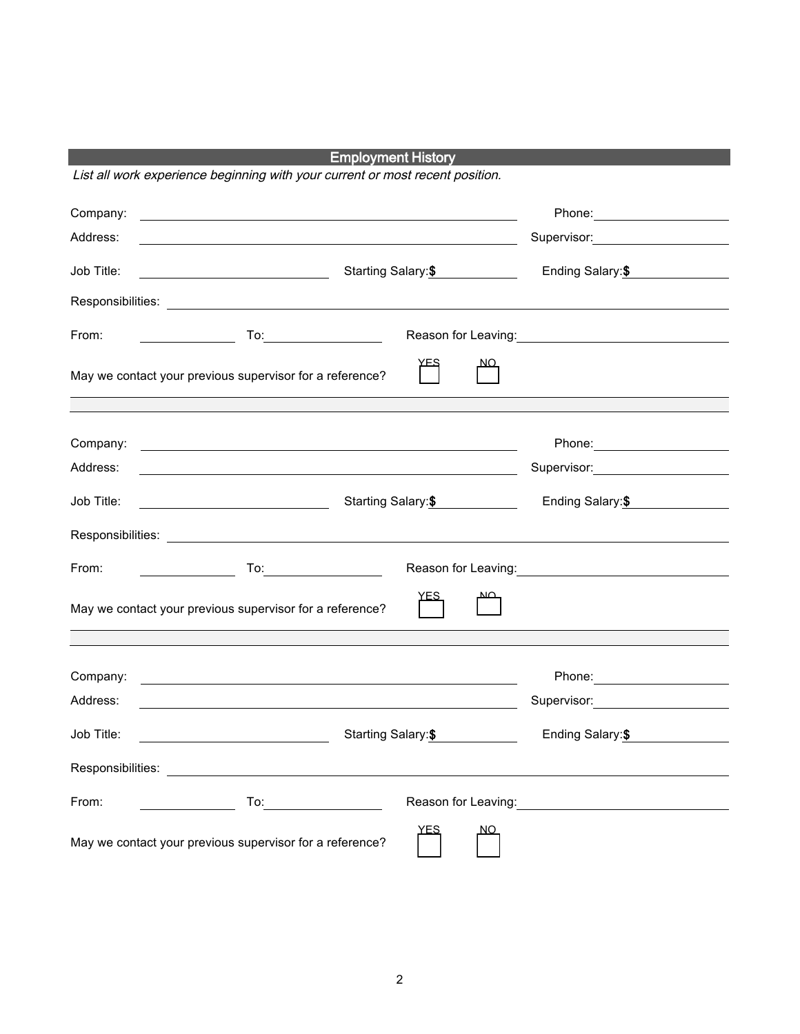## Employment History

*List all work experience beginning with your current or most recent position.*

Company: ______________________________ Phone: ______________

Address: ______________________________ Supervisor: ______________

Job Title: ______________ Starting Salary: **$** ______________ Ending Salary: **$** ______________

Responsibilities: ______________________________

From: ______________ To: ______________ Reason for Leaving: ______________

May we contact your previous supervisor for a reference? ☐ YES ☐ NO

---

Company: ______________________________ Phone: ______________

Address: ______________________________ Supervisor: ______________

Job Title: ______________ Starting Salary: **$** ______________ Ending Salary: **$** ______________

Responsibilities: ______________________________

From: ______________ To: ______________ Reason for Leaving: ______________

May we contact your previous supervisor for a reference? ☐ YES ☐ NO

---

Company: ______________________________ Phone: ______________

Address: ______________________________ Supervisor: ______________

Job Title: ______________ Starting Salary: **$** ______________ Ending Salary: **$** ______________

Responsibilities: ______________________________

From: ______________ To: ______________ Reason for Leaving: ______________

May we contact your previous supervisor for a reference? ☐ YES ☐ NO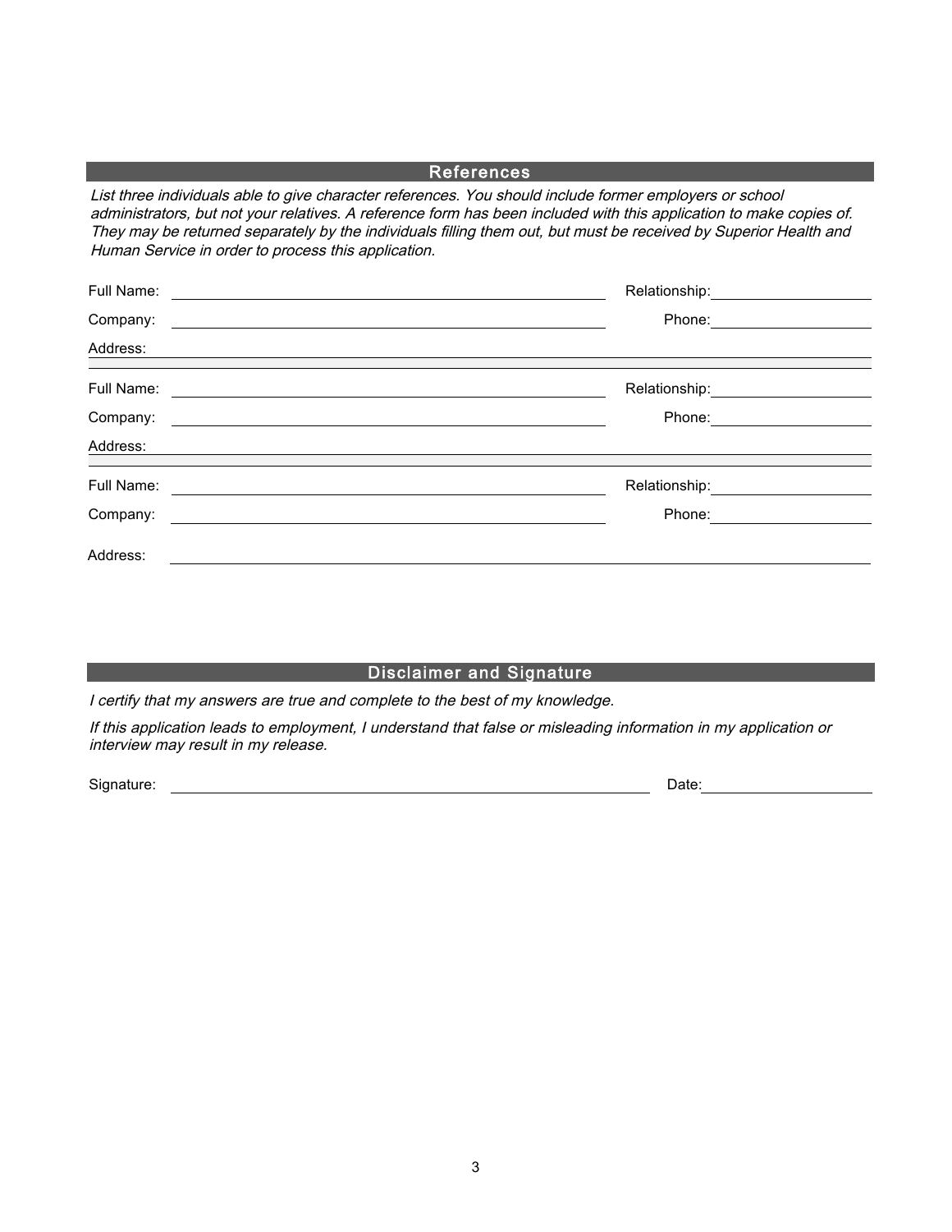## References

*List three individuals able to give character references. You should include former employers or school administrators, but not your relatives. A reference form has been included with this application to make copies of. They may be returned separately by the individuals filling them out, but must be received by Superior Health and Human Service in order to process this application.*

Full Name: ______________________ Relationship: ______________

Company: ______________________ Phone: ______________

Address: ______________________

Full Name: ______________________ Relationship: ______________

Company: ______________________ Phone: ______________

Address: ______________________

Full Name: ______________________ Relationship: ______________

Company: ______________________ Phone: ______________

Address: ______________________

## Disclaimer and Signature

*I certify that my answers are true and complete to the best of my knowledge.*

*If this application leads to employment, I understand that false or misleading information in my application or interview may result in my release.*

Signature: ______________________ Date: ______________